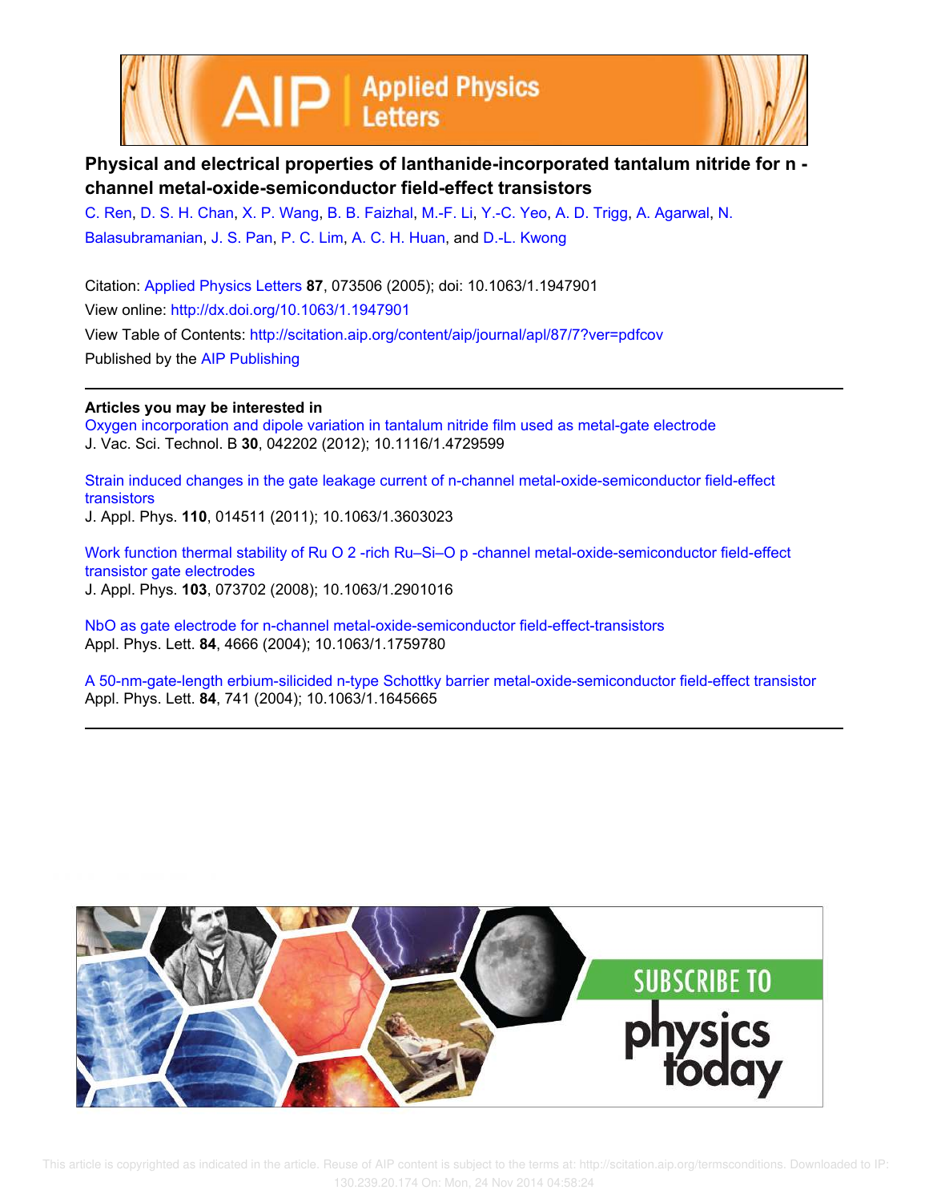# Physical and electrical properties of lanthanide-incorporated tantalum nitride for n - channel metal-oxide-semiconductor field-effect transistors

C. Ren, D. S. H. Chan, X. P. Wang, B. B. Faizhal, M.-F. Li, Y.-C. Yeo, A. D. Trigg, A. Agarwal, N. Balasubramanian, J. S. Pan, P. C. Lim, A. C. H. Huan, and D.-L. Kwong

Citation: Applied Physics Letters **87**, 073506 (2005); doi: 10.1063/1.1947901

View online: http://dx.doi.org/10.1063/1.1947901

View Table of Contents: http://scitation.aip.org/content/aip/journal/apl/87/7?ver=pdfcov

Published by the AIP Publishing

**Articles you may be interested in**

Oxygen incorporation and dipole variation in tantalum nitride film used as metal-gate electrode
J. Vac. Sci. Technol. B **30**, 042202 (2012); 10.1116/1.4729599

Strain induced changes in the gate leakage current of n-channel metal-oxide-semiconductor field-effect transistors
J. Appl. Phys. **110**, 014511 (2011); 10.1063/1.3603023

Work function thermal stability of Ru O 2 -rich Ru–Si–O p -channel metal-oxide-semiconductor field-effect transistor gate electrodes
J. Appl. Phys. **103**, 073702 (2008); 10.1063/1.2901016

NbO as gate electrode for n-channel metal-oxide-semiconductor field-effect-transistors
Appl. Phys. Lett. **84**, 4666 (2004); 10.1063/1.1759780

A 50-nm-gate-length erbium-silicided n-type Schottky barrier metal-oxide-semiconductor field-effect transistor
Appl. Phys. Lett. **84**, 741 (2004); 10.1063/1.1645665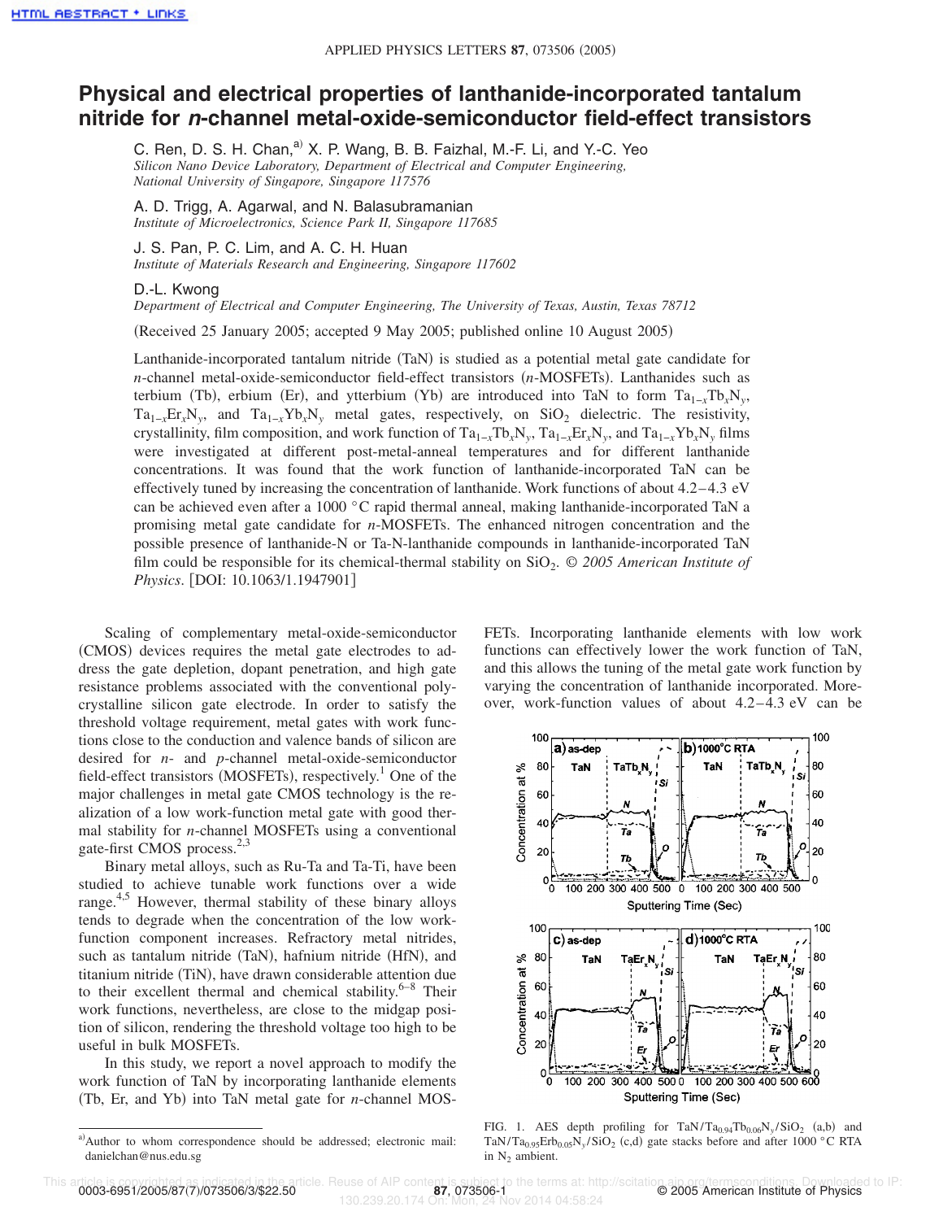# Physical and electrical properties of lanthanide-incorporated tantalum nitride for *n*-channel metal-oxide-semiconductor field-effect transistors

C. Ren, D. S. H. Chan,[a)] X. P. Wang, B. B. Faizhal, M.-F. Li, and Y.-C. Yeo
*Silicon Nano Device Laboratory, Department of Electrical and Computer Engineering, National University of Singapore, Singapore 117576*

A. D. Trigg, A. Agarwal, and N. Balasubramanian
*Institute of Microelectronics, Science Park II, Singapore 117685*

J. S. Pan, P. C. Lim, and A. C. H. Huan
*Institute of Materials Research and Engineering, Singapore 117602*

D.-L. Kwong
*Department of Electrical and Computer Engineering, The University of Texas, Austin, Texas 78712*

(Received 25 January 2005; accepted 9 May 2005; published online 10 August 2005)

Lanthanide-incorporated tantalum nitride (TaN) is studied as a potential metal gate candidate for *n*-channel metal-oxide-semiconductor field-effect transistors (*n*-MOSFETs). Lanthanides such as terbium (Tb), erbium (Er), and ytterbium (Yb) are introduced into TaN to form $Ta_{1-x}Tb_xN_y$, $Ta_{1-x}Er_xN_y$, and $Ta_{1-x}Yb_xN_y$ metal gates, respectively, on $SiO_2$ dielectric. The resistivity, crystallinity, film composition, and work function of $Ta_{1-x}Tb_xN_y$, $Ta_{1-x}Er_xN_y$, and $Ta_{1-x}Yb_xN_y$ films were investigated at different post-metal-anneal temperatures and for different lanthanide concentrations. It was found that the work function of lanthanide-incorporated TaN can be effectively tuned by increasing the concentration of lanthanide. Work functions of about 4.2–4.3 eV can be achieved even after a 1000 °C rapid thermal anneal, making lanthanide-incorporated TaN a promising metal gate candidate for *n*-MOSFETs. The enhanced nitrogen concentration and the possible presence of lanthanide-N or Ta-N-lanthanide compounds in lanthanide-incorporated TaN film could be responsible for its chemical-thermal stability on $SiO_2$. © *2005 American Institute of Physics*. [DOI: 10.1063/1.1947901]

Scaling of complementary metal-oxide-semiconductor (CMOS) devices requires the metal gate electrodes to address the gate depletion, dopant penetration, and high gate resistance problems associated with the conventional polycrystalline silicon gate electrode. In order to satisfy the threshold voltage requirement, metal gates with work functions close to the conduction and valence bands of silicon are desired for *n*- and *p*-channel metal-oxide-semiconductor field-effect transistors (MOSFETs), respectively.[1] One of the major challenges in metal gate CMOS technology is the realization of a low work-function metal gate with good thermal stability for *n*-channel MOSFETs using a conventional gate-first CMOS process.[2,3]

Binary metal alloys, such as Ru-Ta and Ta-Ti, have been studied to achieve tunable work functions over a wide range.[4,5] However, thermal stability of these binary alloys tends to degrade when the concentration of the low work-function component increases. Refractory metal nitrides, such as tantalum nitride (TaN), hafnium nitride (HfN), and titanium nitride (TiN), have drawn considerable attention due to their excellent thermal and chemical stability.[6–8] Their work functions, nevertheless, are close to the midgap position of silicon, rendering the threshold voltage too high to be useful in bulk MOSFETs.

In this study, we report a novel approach to modify the work function of TaN by incorporating lanthanide elements (Tb, Er, and Yb) into TaN metal gate for *n*-channel MOSFETs. Incorporating lanthanide elements with low work functions can effectively lower the work function of TaN, and this allows the tuning of the metal gate work function by varying the concentration of lanthanide incorporated. Moreover, work-function values of about 4.2–4.3 eV can be

FIG. 1. AES depth profiling for $TaN/Ta_{0.94}Tb_{0.06}N_y/SiO_2$ (a,b) and $TaN/Ta_{0.95}Erb_{0.05}N_y/SiO_2$ (c,d) gate stacks before and after 1000 °C RTA in $N_2$ ambient.

[a)]Author to whom correspondence should be addressed; electronic mail: danielchan@nus.edu.sg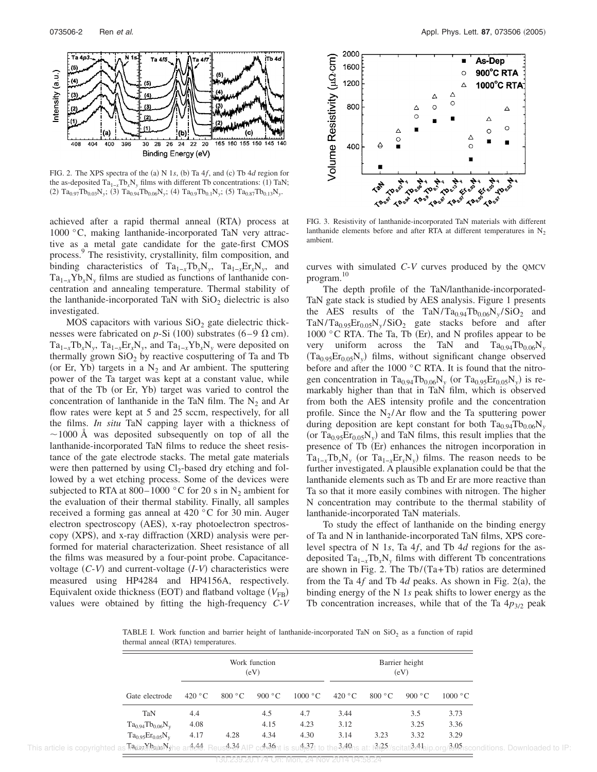FIG. 2. The XPS spectra of the (a) N 1*s*, (b) Ta 4*f*, and (c) Tb 4*d* region for the as-deposited $Ta_{1-x}Tb_xN_y$ films with different Tb concentrations: (1) TaN; (2) $Ta_{0.97}Tb_{0.03}N_y$; (3) $Ta_{0.94}Tb_{0.06}N_y$; (4) $Ta_{0.9}Tb_{0.1}N_y$; (5) $Ta_{0.87}Tb_{0.13}N_y$.

achieved after a rapid thermal anneal (RTA) process at 1000 °C, making lanthanide-incorporated TaN very attractive as a metal gate candidate for the gate-first CMOS process.[9] The resistivity, crystallinity, film composition, and binding characteristics of $Ta_{1-x}Tb_xN_y$, $Ta_{1-x}Er_xN_y$, and $Ta_{1-x}Yb_xN_y$ films are studied as functions of lanthanide concentration and annealing temperature. Thermal stability of the lanthanide-incorporated TaN with $SiO_2$ dielectric is also investigated.

MOS capacitors with various $SiO_2$ gate dielectric thicknesses were fabricated on *p*-Si (100) substrates (6–9 Ω cm). $Ta_{1-x}Tb_xN_y$, $Ta_{1-x}Er_xN_y$, and $Ta_{1-x}Yb_xN_y$ were deposited on thermally grown $SiO_2$ by reactive cosputtering of Ta and Tb (or Er, Yb) targets in a $N_2$ and Ar ambient. The sputtering power of the Ta target was kept at a constant value, while that of the Tb (or Er, Yb) target was varied to control the concentration of lanthanide in the TaN film. The $N_2$ and Ar flow rates were kept at 5 and 25 sccm, respectively, for all the films. *In situ* TaN capping layer with a thickness of ~1000 Å was deposited subsequently on top of all the lanthanide-incorporated TaN films to reduce the sheet resistance of the gate electrode stacks. The metal gate materials were then patterned by using $Cl_2$-based dry etching and followed by a wet etching process. Some of the devices were subjected to RTA at 800–1000 °C for 20 s in $N_2$ ambient for the evaluation of their thermal stability. Finally, all samples received a forming gas anneal at 420 °C for 30 min. Auger electron spectroscopy (AES), x-ray photoelectron spectroscopy (XPS), and x-ray diffraction (XRD) analysis were performed for material characterization. Sheet resistance of all the films was measured by a four-point probe. Capacitance-voltage (*C-V*) and current-voltage (*I-V*) characteristics were measured using HP4284 and HP4156A, respectively. Equivalent oxide thickness (EOT) and flatband voltage ($V_{FB}$) values were obtained by fitting the high-frequency *C-V* curves with simulated *C-V* curves produced by the QMCV program.[10]

FIG. 3. Resistivity of lanthanide-incorporated TaN materials with different lanthanide elements before and after RTA at different temperatures in $N_2$ ambient.

The depth profile of the TaN/lanthanide-incorporated-TaN gate stack is studied by AES analysis. Figure 1 presents the AES results of the $TaN/Ta_{0.94}Tb_{0.06}N_y/SiO_2$ and $TaN/Ta_{0.95}Er_{0.05}N_y/SiO_2$ gate stacks before and after 1000 °C RTA. The Ta, Tb (Er), and N profiles appear to be very uniform across the TaN and $Ta_{0.94}Tb_{0.06}N_y$ ($Ta_{0.95}Er_{0.05}N_y$) films, without significant change observed before and after the 1000 °C RTA. It is found that the nitrogen concentration in $Ta_{0.94}Tb_{0.06}N_y$ (or $Ta_{0.95}Er_{0.05}N_y$) is remarkably higher than that in TaN film, which is observed from both the AES intensity profile and the concentration profile. Since the $N_2$/Ar flow and the Ta sputtering power during deposition are kept constant for both $Ta_{0.94}Tb_{0.06}N_y$ (or $Ta_{0.95}Er_{0.05}N_y$) and TaN films, this result implies that the presence of Tb (Er) enhances the nitrogen incorporation in $Ta_{1-x}Tb_xN_y$ (or $Ta_{1-x}Er_xN_y$) films. The reason needs to be further investigated. A plausible explanation could be that the lanthanide elements such as Tb and Er are more reactive than Ta so that it more easily combines with nitrogen. The higher N concentration may contribute to the thermal stability of lanthanide-incorporated TaN materials.

To study the effect of lanthanide on the binding energy of Ta and N in lanthanide-incorporated TaN films, XPS core-level spectra of N 1*s*, Ta 4*f*, and Tb 4*d* regions for the as-deposited $Ta_{1-x}Tb_xN_y$ films with different Tb concentrations are shown in Fig. 2. The Tb/(Ta+Tb) ratios are determined from the Ta 4*f* and Tb 4*d* peaks. As shown in Fig. 2(a), the binding energy of the N 1*s* peak shifts to lower energy as the Tb concentration increases, while that of the Ta $4p_{3/2}$ peak

TABLE I. Work function and barrier height of lanthanide-incorporated TaN on $SiO_2$ as a function of rapid thermal anneal (RTA) temperatures.

| Gate electrode | Work function (eV) | | | | Barrier height (eV) | | | |
|---|---|---|---|---|---|---|---|---|
| | 420 °C | 800 °C | 900 °C | 1000 °C | 420 °C | 800 °C | 900 °C | 1000 °C |
| TaN | 4.4 | | 4.5 | 4.7 | 3.44 | | 3.5 | 3.73 |
| $Ta_{0.94}Tb_{0.06}N_y$ | 4.08 | | 4.15 | 4.23 | 3.12 | | 3.25 | 3.36 |
| $Ta_{0.95}Er_{0.05}N_y$ | 4.17 | 4.28 | 4.34 | 4.30 | 3.14 | 3.23 | 3.32 | 3.29 |
| $Ta_{0.97}Yb_{0.03}N_y$ | 4.44 | 4.34 | 4.36 | 4.37 | 3.40 | 3.25 | 3.41 | 3.05 |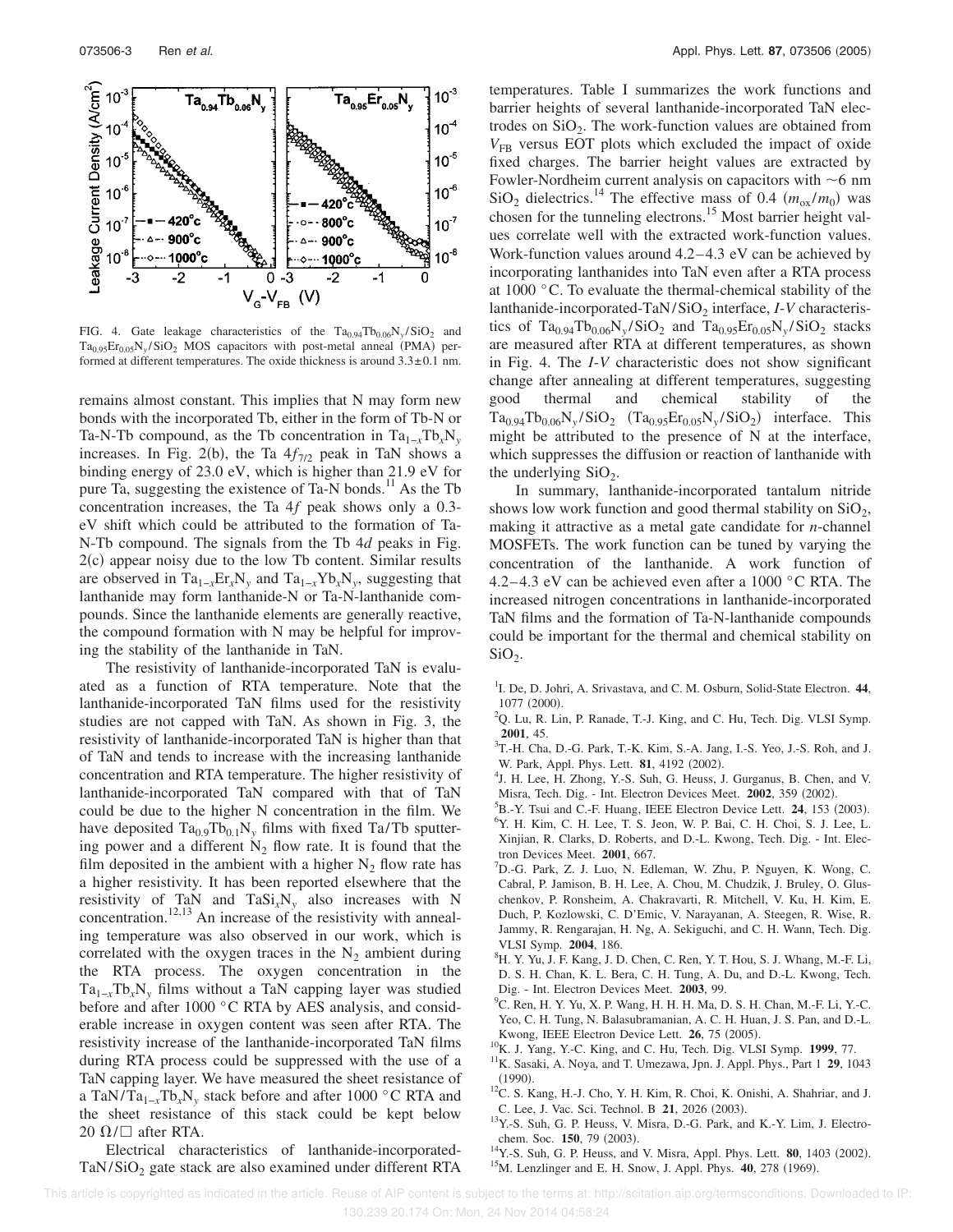Ta$_{0.94}$Tb$_{0.06}$N$_y$

Ta$_{0.95}$Er$_{0.05}$N$_y$

Leakage Current Density (A/cm$^2$)

10$^{-3}$
10$^{-4}$
10$^{-5}$
10$^{-6}$
10$^{-7}$
10$^{-8}$

420°c
900°c
1000°c

420°c
800°c
900°c
1000°c

-3 -2 -1 0 -3 -2 -1 0

V$_G$-V$_{FB}$ (V)

FIG. 4. Gate leakage characteristics of the $Ta_{0.94}Tb_{0.06}N_y/SiO_2$ and $Ta_{0.95}Er_{0.05}N_y/SiO_2$ MOS capacitors with post-metal anneal (PMA) performed at different temperatures. The oxide thickness is around $3.3 \pm 0.1$ nm.

remains almost constant. This implies that N may form new bonds with the incorporated Tb, either in the form of Tb-N or Ta-N-Tb compound, as the Tb concentration in $Ta_{1-x}Tb_xN_y$ increases. In Fig. 2(b), the Ta $4f_{7/2}$ peak in TaN shows a binding energy of 23.0 eV, which is higher than 21.9 eV for pure Ta, suggesting the existence of Ta-N bonds.[11] As the Tb concentration increases, the Ta $4f$ peak shows only a 0.3-eV shift which could be attributed to the formation of Ta-N-Tb compound. The signals from the Tb $4d$ peaks in Fig. 2(c) appear noisy due to the low Tb content. Similar results are observed in $Ta_{1-x}Er_xN_y$ and $Ta_{1-x}Yb_xN_y$, suggesting that lanthanide may form lanthanide-N or Ta-N-lanthanide compounds. Since the lanthanide elements are generally reactive, the compound formation with N may be helpful for improving the stability of the lanthanide in TaN.

The resistivity of lanthanide-incorporated TaN is evaluated as a function of RTA temperature. Note that the lanthanide-incorporated TaN films used for the resistivity studies are not capped with TaN. As shown in Fig. 3, the resistivity of lanthanide-incorporated TaN is higher than that of TaN and tends to increase with the increasing lanthanide concentration and RTA temperature. The higher resistivity of lanthanide-incorporated TaN compared with that of TaN could be due to the higher N concentration in the film. We have deposited $Ta_{0.9}Tb_{0.1}N_y$ films with fixed Ta/Tb sputtering power and a different $N_2$ flow rate. It is found that the film deposited in the ambient with a higher $N_2$ flow rate has a higher resistivity. It has been reported elsewhere that the resistivity of TaN and $TaSi_xN_y$ also increases with N concentration.[12,13] An increase of the resistivity with annealing temperature was also observed in our work, which is correlated with the oxygen traces in the $N_2$ ambient during the RTA process. The oxygen concentration in the $Ta_{1-x}Tb_xN_y$ films without a TaN capping layer was studied before and after 1000 °C RTA by AES analysis, and considerable increase in oxygen content was seen after RTA. The resistivity increase of the lanthanide-incorporated TaN films during RTA process could be suppressed with the use of a TaN capping layer. We have measured the sheet resistance of a $TaN/Ta_{1-x}Tb_xN_y$ stack before and after 1000 °C RTA and the sheet resistance of this stack could be kept below 20 Ω/□ after RTA.

Electrical characteristics of lanthanide-incorporated-$TaN/SiO_2$ gate stack are also examined under different RTA temperatures. Table I summarizes the work functions and barrier heights of several lanthanide-incorporated TaN electrodes on $SiO_2$. The work-function values are obtained from $V_{FB}$ versus EOT plots which excluded the impact of oxide fixed charges. The barrier height values are extracted by Fowler-Nordheim current analysis on capacitors with ~6 nm $SiO_2$ dielectrics.[14] The effective mass of 0.4 ($m_{ox}/m_0$) was chosen for the tunneling electrons.[15] Most barrier height values correlate well with the extracted work-function values. Work-function values around 4.2–4.3 eV can be achieved by incorporating lanthanides into TaN even after a RTA process at 1000 °C. To evaluate the thermal-chemical stability of the lanthanide-incorporated-$TaN/SiO_2$ interface, *I-V* characteristics of $Ta_{0.94}Tb_{0.06}N_y/SiO_2$ and $Ta_{0.95}Er_{0.05}N_y/SiO_2$ stacks are measured after RTA at different temperatures, as shown in Fig. 4. The *I-V* characteristic does not show significant change after annealing at different temperatures, suggesting good thermal and chemical stability of the $Ta_{0.94}Tb_{0.06}N_y/SiO_2$ ($Ta_{0.95}Er_{0.05}N_y/SiO_2$) interface. This might be attributed to the presence of N at the interface, which suppresses the diffusion or reaction of lanthanide with the underlying $SiO_2$.

In summary, lanthanide-incorporated tantalum nitride shows low work function and good thermal stability on $SiO_2$, making it attractive as a metal gate candidate for *n*-channel MOSFETs. The work function can be tuned by varying the concentration of the lanthanide. A work function of 4.2–4.3 eV can be achieved even after a 1000 °C RTA. The increased nitrogen concentrations in lanthanide-incorporated TaN films and the formation of Ta-N-lanthanide compounds could be important for the thermal and chemical stability on $SiO_2$.

[1] I. De, D. Johri, A. Srivastava, and C. M. Osburn, Solid-State Electron. **44**, 1077 (2000).
[2] Q. Lu, R. Lin, P. Ranade, T.-J. King, and C. Hu, Tech. Dig. VLSI Symp. **2001**, 45.
[3] T.-H. Cha, D.-G. Park, T.-K. Kim, S.-A. Jang, I.-S. Yeo, J.-S. Roh, and J. W. Park, Appl. Phys. Lett. **81**, 4192 (2002).
[4] J. H. Lee, H. Zhong, Y.-S. Suh, G. Heuss, J. Gurganus, B. Chen, and V. Misra, Tech. Dig. - Int. Electron Devices Meet. **2002**, 359 (2002).
[5] B.-Y. Tsui and C.-F. Huang, IEEE Electron Device Lett. **24**, 153 (2003).
[6] Y. H. Kim, C. H. Lee, T. S. Jeon, W. P. Bai, C. H. Choi, S. J. Lee, L. Xinjian, R. Clarks, D. Roberts, and D.-L. Kwong, Tech. Dig. - Int. Electron Devices Meet. **2001**, 667.
[7] D.-G. Park, Z. J. Luo, N. Edleman, W. Zhu, P. Nguyen, K. Wong, C. Cabral, P. Jamison, B. H. Lee, A. Chou, M. Chudzik, J. Bruley, O. Gluschenkov, P. Ronsheim, A. Chakravarti, R. Mitchell, V. Ku, H. Kim, E. Duch, P. Kozlowski, C. D'Emic, V. Narayanan, A. Steegen, R. Wise, R. Jammy, R. Rengarajan, H. Ng, A. Sekiguchi, and C. H. Wann, Tech. Dig. VLSI Symp. **2004**, 186.
[8] H. Y. Yu, J. F. Kang, J. D. Chen, C. Ren, Y. T. Hou, S. J. Whang, M.-F. Li, D. S. H. Chan, K. L. Bera, C. H. Tung, A. Du, and D.-L. Kwong, Tech. Dig. - Int. Electron Devices Meet. **2003**, 99.
[9] C. Ren, H. Y. Yu, X. P. Wang, H. H. H. Ma, D. S. H. Chan, M.-F. Li, Y.-C. Yeo, C. H. Tung, N. Balasubramanian, A. C. H. Huan, J. S. Pan, and D.-L. Kwong, IEEE Electron Device Lett. **26**, 75 (2005).
[10] K. J. Yang, Y.-C. King, and C. Hu, Tech. Dig. VLSI Symp. **1999**, 77.
[11] K. Sasaki, A. Noya, and T. Umezawa, Jpn. J. Appl. Phys., Part 1 **29**, 1043 (1990).
[12] C. S. Kang, H.-J. Cho, Y. H. Kim, R. Choi, K. Onishi, A. Shahriar, and J. C. Lee, J. Vac. Sci. Technol. B **21**, 2026 (2003).
[13] Y.-S. Suh, G. P. Heuss, V. Misra, D.-G. Park, and K.-Y. Lim, J. Electrochem. Soc. **150**, 79 (2003).
[14] Y.-S. Suh, G. P. Heuss, and V. Misra, Appl. Phys. Lett. **80**, 1403 (2002).
[15] M. Lenzlinger and E. H. Snow, J. Appl. Phys. **40**, 278 (1969).